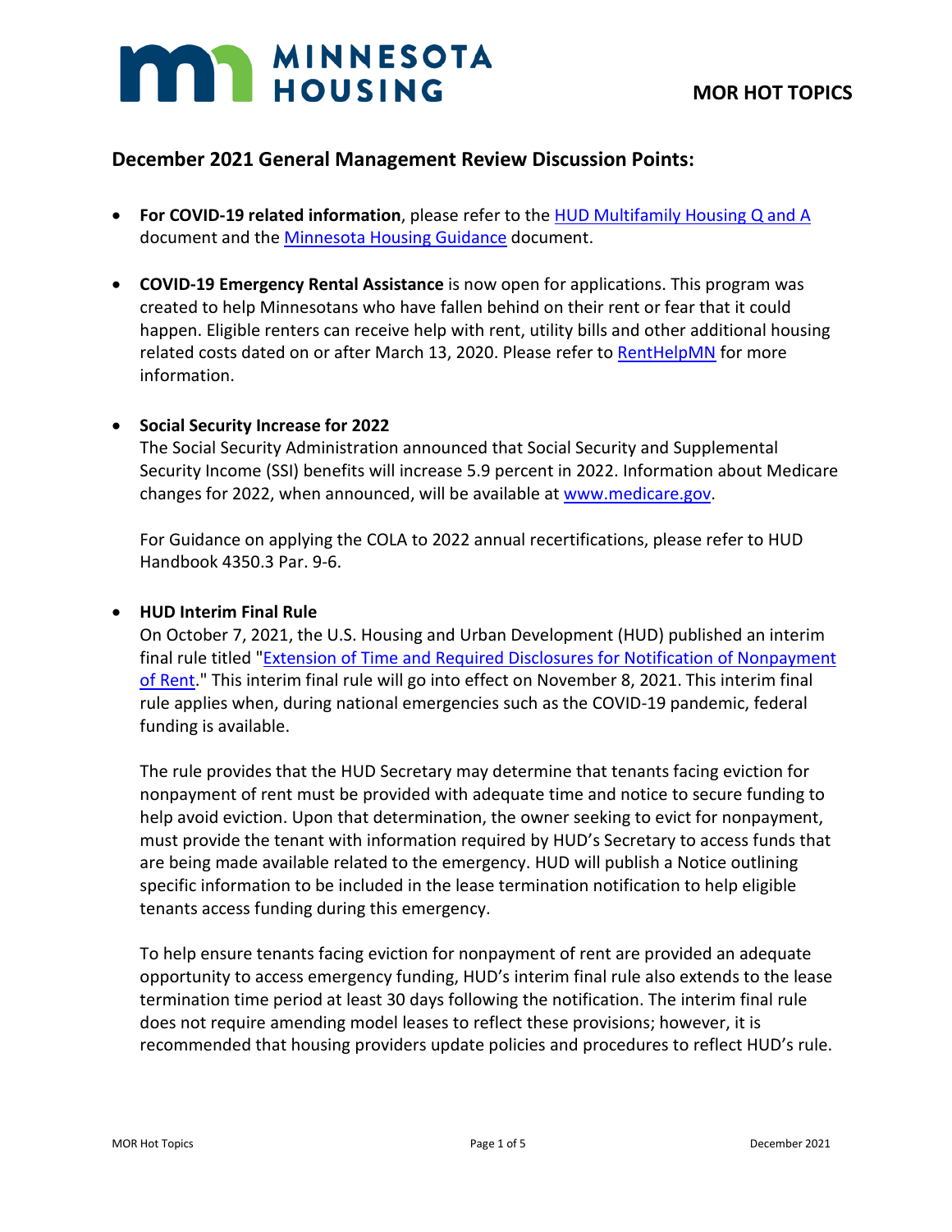# MINNESOTA HOUSING

**MOR HOT TOPICS**

## December 2021 General Management Review Discussion Points:

- **For COVID-19 related information**, please refer to the HUD Multifamily Housing Q and A document and the Minnesota Housing Guidance document.

- **COVID-19 Emergency Rental Assistance** is now open for applications. This program was created to help Minnesotans who have fallen behind on their rent or fear that it could happen. Eligible renters can receive help with rent, utility bills and other additional housing related costs dated on or after March 13, 2020. Please refer to RentHelpMN for more information.

- **Social Security Increase for 2022**

  The Social Security Administration announced that Social Security and Supplemental Security Income (SSI) benefits will increase 5.9 percent in 2022. Information about Medicare changes for 2022, when announced, will be available at www.medicare.gov.

  For Guidance on applying the COLA to 2022 annual recertifications, please refer to HUD Handbook 4350.3 Par. 9-6.

- **HUD Interim Final Rule**

  On October 7, 2021, the U.S. Housing and Urban Development (HUD) published an interim final rule titled "Extension of Time and Required Disclosures for Notification of Nonpayment of Rent." This interim final rule will go into effect on November 8, 2021. This interim final rule applies when, during national emergencies such as the COVID-19 pandemic, federal funding is available.

  The rule provides that the HUD Secretary may determine that tenants facing eviction for nonpayment of rent must be provided with adequate time and notice to secure funding to help avoid eviction. Upon that determination, the owner seeking to evict for nonpayment, must provide the tenant with information required by HUD's Secretary to access funds that are being made available related to the emergency. HUD will publish a Notice outlining specific information to be included in the lease termination notification to help eligible tenants access funding during this emergency.

  To help ensure tenants facing eviction for nonpayment of rent are provided an adequate opportunity to access emergency funding, HUD's interim final rule also extends to the lease termination time period at least 30 days following the notification. The interim final rule does not require amending model leases to reflect these provisions; however, it is recommended that housing providers update policies and procedures to reflect HUD's rule.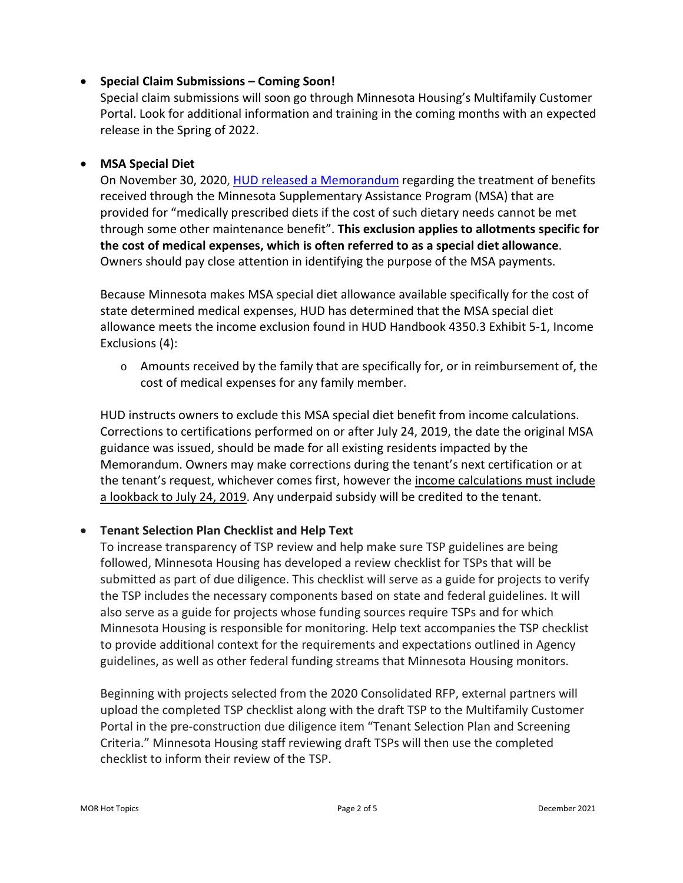- **Special Claim Submissions – Coming Soon!**
  Special claim submissions will soon go through Minnesota Housing's Multifamily Customer Portal. Look for additional information and training in the coming months with an expected release in the Spring of 2022.

- **MSA Special Diet**
  On November 30, 2020, HUD released a Memorandum regarding the treatment of benefits received through the Minnesota Supplementary Assistance Program (MSA) that are provided for "medically prescribed diets if the cost of such dietary needs cannot be met through some other maintenance benefit". **This exclusion applies to allotments specific for the cost of medical expenses, which is often referred to as a special diet allowance**. Owners should pay close attention in identifying the purpose of the MSA payments.

  Because Minnesota makes MSA special diet allowance available specifically for the cost of state determined medical expenses, HUD has determined that the MSA special diet allowance meets the income exclusion found in HUD Handbook 4350.3 Exhibit 5-1, Income Exclusions (4):

  - Amounts received by the family that are specifically for, or in reimbursement of, the cost of medical expenses for any family member.

  HUD instructs owners to exclude this MSA special diet benefit from income calculations. Corrections to certifications performed on or after July 24, 2019, the date the original MSA guidance was issued, should be made for all existing residents impacted by the Memorandum. Owners may make corrections during the tenant's next certification or at the tenant's request, whichever comes first, however the income calculations must include a lookback to July 24, 2019. Any underpaid subsidy will be credited to the tenant.

- **Tenant Selection Plan Checklist and Help Text**
  To increase transparency of TSP review and help make sure TSP guidelines are being followed, Minnesota Housing has developed a review checklist for TSPs that will be submitted as part of due diligence. This checklist will serve as a guide for projects to verify the TSP includes the necessary components based on state and federal guidelines. It will also serve as a guide for projects whose funding sources require TSPs and for which Minnesota Housing is responsible for monitoring. Help text accompanies the TSP checklist to provide additional context for the requirements and expectations outlined in Agency guidelines, as well as other federal funding streams that Minnesota Housing monitors.

  Beginning with projects selected from the 2020 Consolidated RFP, external partners will upload the completed TSP checklist along with the draft TSP to the Multifamily Customer Portal in the pre-construction due diligence item "Tenant Selection Plan and Screening Criteria." Minnesota Housing staff reviewing draft TSPs will then use the completed checklist to inform their review of the TSP.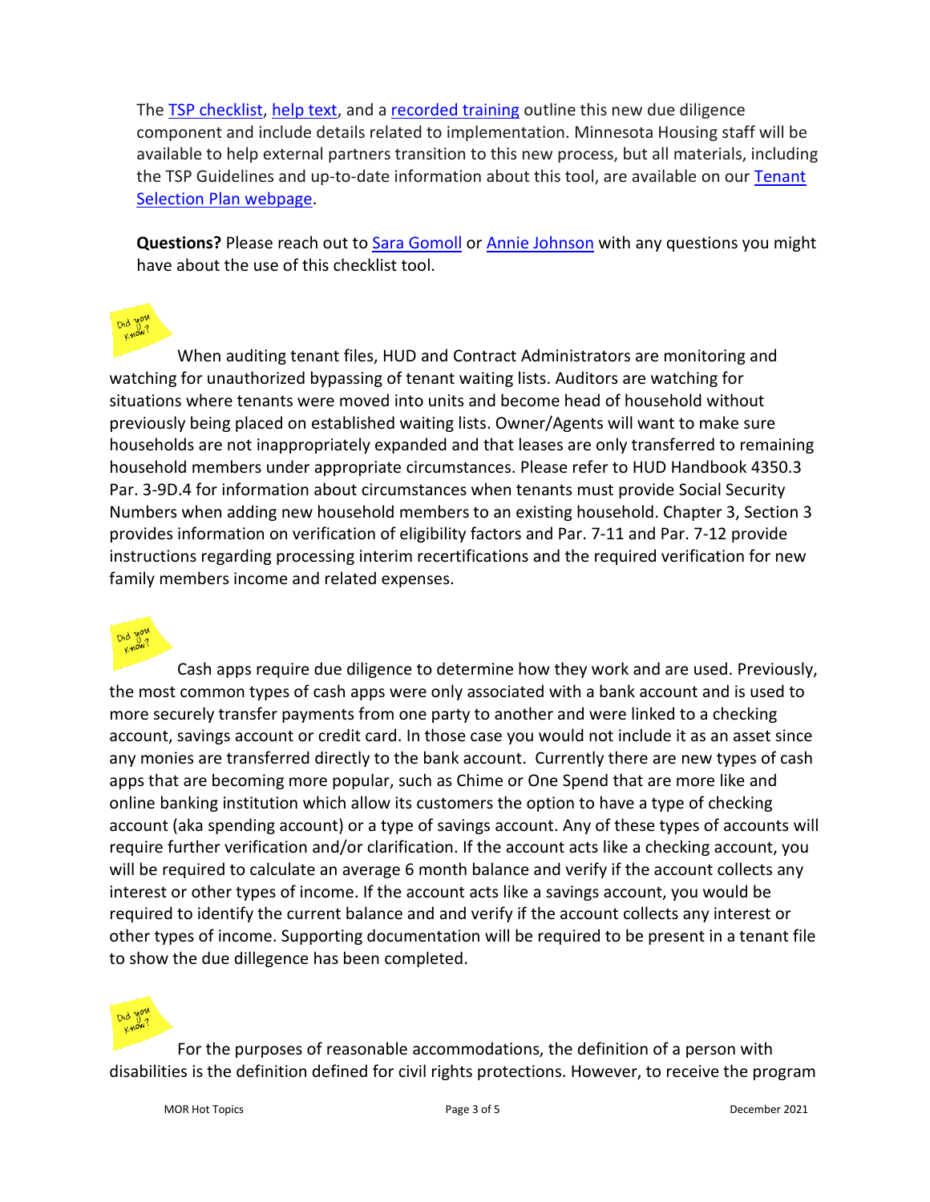The TSP checklist, help text, and a recorded training outline this new due diligence component and include details related to implementation. Minnesota Housing staff will be available to help external partners transition to this new process, but all materials, including the TSP Guidelines and up-to-date information about this tool, are available on our Tenant Selection Plan webpage.

**Questions?** Please reach out to Sara Gomoll or Annie Johnson with any questions you might have about the use of this checklist tool.

When auditing tenant files, HUD and Contract Administrators are monitoring and watching for unauthorized bypassing of tenant waiting lists. Auditors are watching for situations where tenants were moved into units and become head of household without previously being placed on established waiting lists. Owner/Agents will want to make sure households are not inappropriately expanded and that leases are only transferred to remaining household members under appropriate circumstances. Please refer to HUD Handbook 4350.3 Par. 3-9D.4 for information about circumstances when tenants must provide Social Security Numbers when adding new household members to an existing household. Chapter 3, Section 3 provides information on verification of eligibility factors and Par. 7-11 and Par. 7-12 provide instructions regarding processing interim recertifications and the required verification for new family members income and related expenses.

Cash apps require due diligence to determine how they work and are used. Previously, the most common types of cash apps were only associated with a bank account and is used to more securely transfer payments from one party to another and were linked to a checking account, savings account or credit card. In those case you would not include it as an asset since any monies are transferred directly to the bank account. Currently there are new types of cash apps that are becoming more popular, such as Chime or One Spend that are more like and online banking institution which allow its customers the option to have a type of checking account (aka spending account) or a type of savings account. Any of these types of accounts will require further verification and/or clarification. If the account acts like a checking account, you will be required to calculate an average 6 month balance and verify if the account collects any interest or other types of income. If the account acts like a savings account, you would be required to identify the current balance and and verify if the account collects any interest or other types of income. Supporting documentation will be required to be present in a tenant file to show the due dillegence has been completed.

For the purposes of reasonable accommodations, the definition of a person with disabilities is the definition defined for civil rights protections. However, to receive the program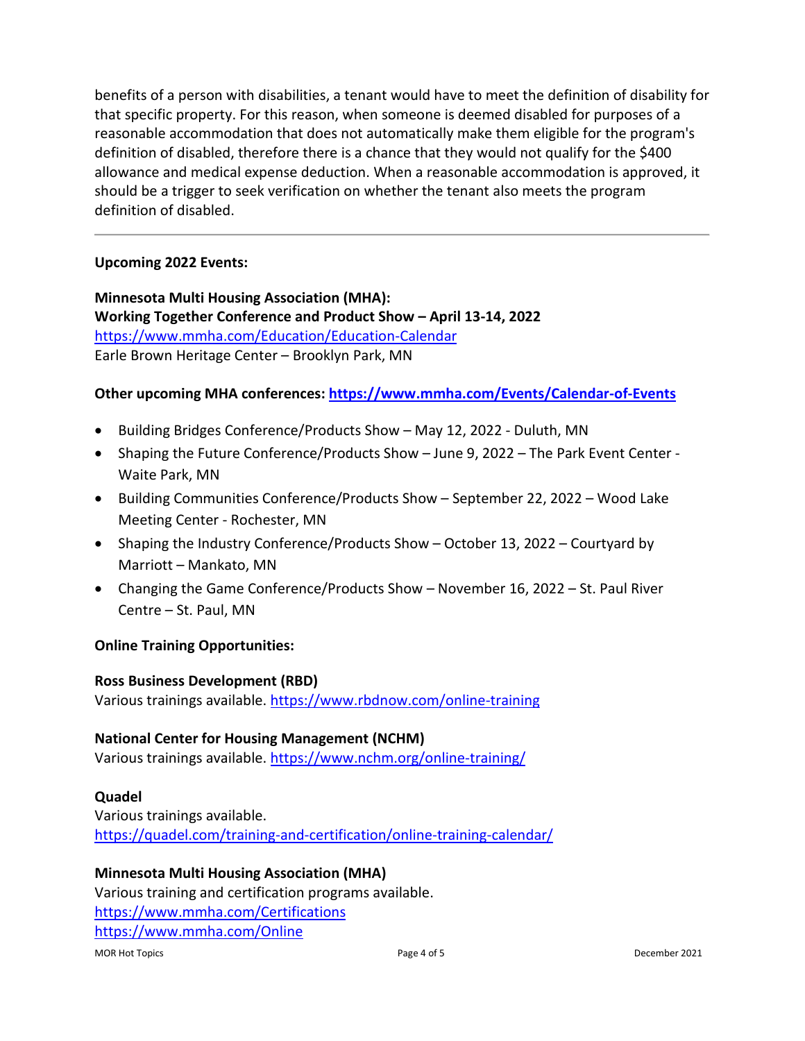benefits of a person with disabilities, a tenant would have to meet the definition of disability for that specific property. For this reason, when someone is deemed disabled for purposes of a reasonable accommodation that does not automatically make them eligible for the program's definition of disabled, therefore there is a chance that they would not qualify for the $400 allowance and medical expense deduction. When a reasonable accommodation is approved, it should be a trigger to seek verification on whether the tenant also meets the program definition of disabled.

---

**Upcoming 2022 Events:**

**Minnesota Multi Housing Association (MHA):**
**Working Together Conference and Product Show – April 13-14, 2022**
https://www.mmha.com/Education/Education-Calendar
Earle Brown Heritage Center – Brooklyn Park, MN

**Other upcoming MHA conferences: https://www.mmha.com/Events/Calendar-of-Events**

- Building Bridges Conference/Products Show – May 12, 2022 - Duluth, MN
- Shaping the Future Conference/Products Show – June 9, 2022 – The Park Event Center - Waite Park, MN
- Building Communities Conference/Products Show – September 22, 2022 – Wood Lake Meeting Center - Rochester, MN
- Shaping the Industry Conference/Products Show – October 13, 2022 – Courtyard by Marriott – Mankato, MN
- Changing the Game Conference/Products Show – November 16, 2022 – St. Paul River Centre – St. Paul, MN

**Online Training Opportunities:**

**Ross Business Development (RBD)**
Various trainings available. https://www.rbdnow.com/online-training

**National Center for Housing Management (NCHM)**
Various trainings available. https://www.nchm.org/online-training/

**Quadel**
Various trainings available.
https://quadel.com/training-and-certification/online-training-calendar/

**Minnesota Multi Housing Association (MHA)**
Various training and certification programs available.
https://www.mmha.com/Certifications
https://www.mmha.com/Online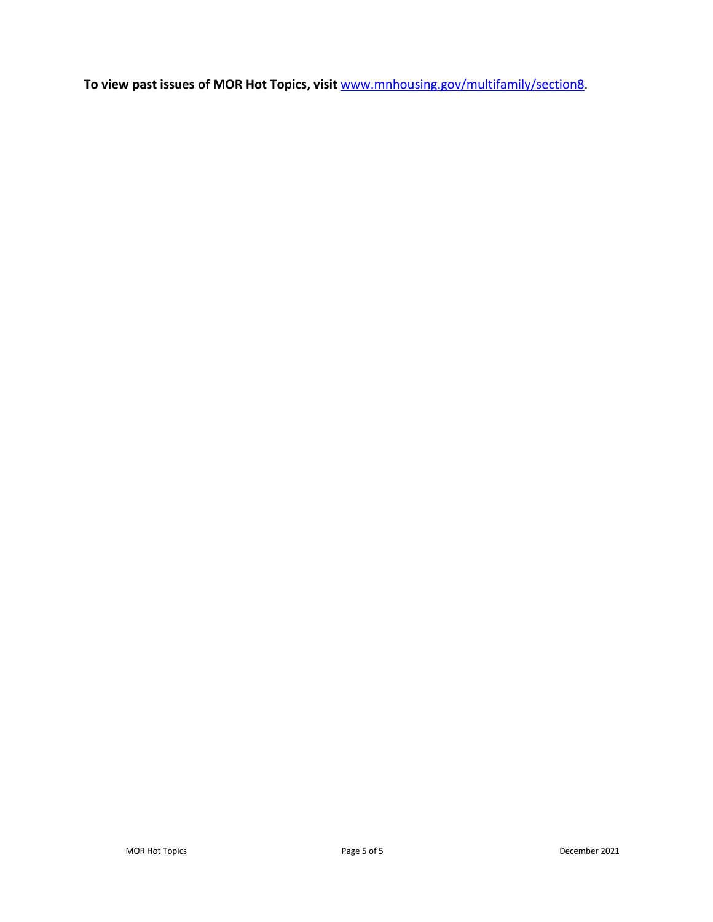**To view past issues of MOR Hot Topics, visit** [www.mnhousing.gov/multifamily/section8](www.mnhousing.gov/multifamily/section8).